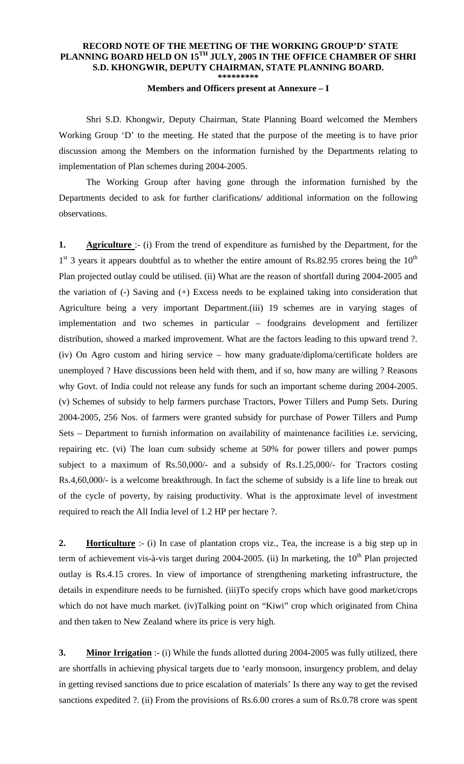**RECORD NOTE OF THE MEETING OF THE WORKING GROUP'D' STATE PLANNING BOARD HELD ON 15TH JULY, 2005 IN THE OFFICE CHAMBER OF SHRI S.D. KHONGWIR, DEPUTY CHAIRMAN, STATE PLANNING BOARD.**

**\*\*\*\*\*\*\*\*\***

**Members and Officers present at Annexure – I**

Shri S.D. Khongwir, Deputy Chairman, State Planning Board welcomed the Members Working Group 'D' to the meeting. He stated that the purpose of the meeting is to have prior discussion among the Members on the information furnished by the Departments relating to implementation of Plan schemes during 2004-2005.

The Working Group after having gone through the information furnished by the Departments decided to ask for further clarifications/ additional information on the following observations.

**1. Agriculture** :- (i) From the trend of expenditure as furnished by the Department, for the 1st 3 years it appears doubtful as to whether the entire amount of Rs.82.95 crores being the 10th Plan projected outlay could be utilised. (ii) What are the reason of shortfall during 2004-2005 and the variation of (-) Saving and (+) Excess needs to be explained taking into consideration that Agriculture being a very important Department.(iii) 19 schemes are in varying stages of implementation and two schemes in particular – foodgrains development and fertilizer distribution, showed a marked improvement. What are the factors leading to this upward trend ?. (iv) On Agro custom and hiring service – how many graduate/diploma/certificate holders are unemployed ? Have discussions been held with them, and if so, how many are willing ? Reasons why Govt. of India could not release any funds for such an important scheme during 2004-2005. (v) Schemes of subsidy to help farmers purchase Tractors, Power Tillers and Pump Sets. During 2004-2005, 256 Nos. of farmers were granted subsidy for purchase of Power Tillers and Pump Sets – Department to furnish information on availability of maintenance facilities i.e. servicing, repairing etc. (vi) The loan cum subsidy scheme at 50% for power tillers and power pumps subject to a maximum of Rs.50,000/- and a subsidy of Rs.1.25,000/- for Tractors costing Rs.4,60,000/- is a welcome breakthrough. In fact the scheme of subsidy is a life line to break out of the cycle of poverty, by raising productivity. What is the approximate level of investment required to reach the All India level of 1.2 HP per hectare ?.

**2. Horticulture** :- (i) In case of plantation crops viz., Tea, the increase is a big step up in term of achievement vis-à-vis target during 2004-2005. (ii) In marketing, the 10th Plan projected outlay is Rs.4.15 crores. In view of importance of strengthening marketing infrastructure, the details in expenditure needs to be furnished. (iii)To specify crops which have good market/crops which do not have much market. (iv)Talking point on "Kiwi" crop which originated from China and then taken to New Zealand where its price is very high.

**3. Minor Irrigation** :- (i) While the funds allotted during 2004-2005 was fully utilized, there are shortfalls in achieving physical targets due to 'early monsoon, insurgency problem, and delay in getting revised sanctions due to price escalation of materials' Is there any way to get the revised sanctions expedited ?. (ii) From the provisions of Rs.6.00 crores a sum of Rs.0.78 crore was spent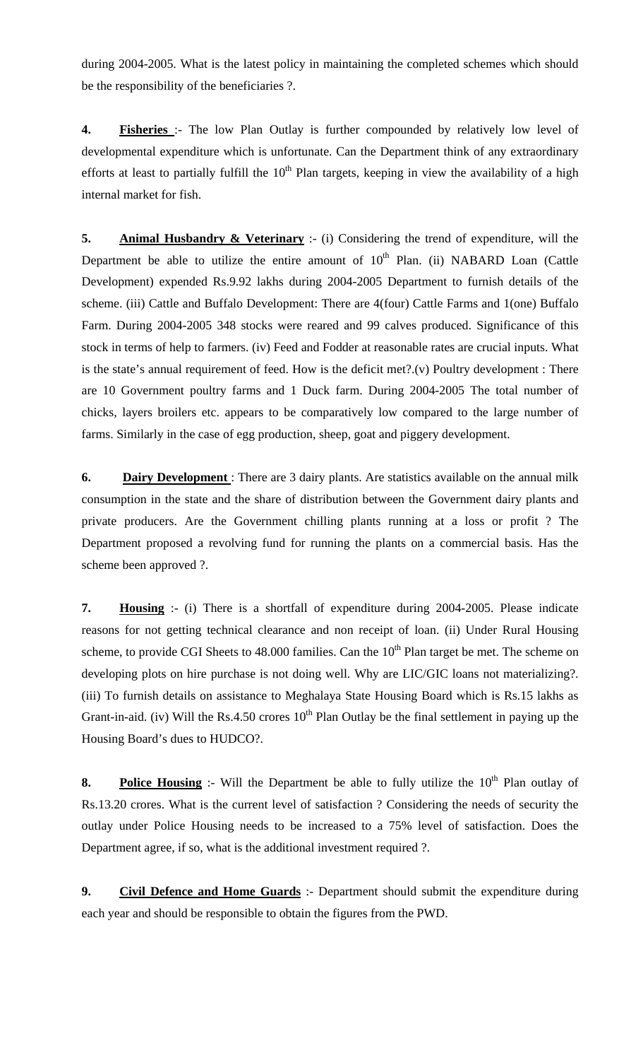during 2004-2005. What is the latest policy in maintaining the completed schemes which should be the responsibility of the beneficiaries ?.

**4.** **Fisheries** :- The low Plan Outlay is further compounded by relatively low level of developmental expenditure which is unfortunate. Can the Department think of any extraordinary efforts at least to partially fulfill the $10^{th}$ Plan targets, keeping in view the availability of a high internal market for fish.

**5.** **Animal Husbandry & Veterinary** :- (i) Considering the trend of expenditure, will the Department be able to utilize the entire amount of $10^{th}$ Plan. (ii) NABARD Loan (Cattle Development) expended Rs.9.92 lakhs during 2004-2005 Department to furnish details of the scheme. (iii) Cattle and Buffalo Development: There are 4(four) Cattle Farms and 1(one) Buffalo Farm. During 2004-2005 348 stocks were reared and 99 calves produced. Significance of this stock in terms of help to farmers. (iv) Feed and Fodder at reasonable rates are crucial inputs. What is the state's annual requirement of feed. How is the deficit met?.(v) Poultry development : There are 10 Government poultry farms and 1 Duck farm. During 2004-2005 The total number of chicks, layers broilers etc. appears to be comparatively low compared to the large number of farms. Similarly in the case of egg production, sheep, goat and piggery development.

**6.** **Dairy Development** : There are 3 dairy plants. Are statistics available on the annual milk consumption in the state and the share of distribution between the Government dairy plants and private producers. Are the Government chilling plants running at a loss or profit ? The Department proposed a revolving fund for running the plants on a commercial basis. Has the scheme been approved ?.

**7.** **Housing** :- (i) There is a shortfall of expenditure during 2004-2005. Please indicate reasons for not getting technical clearance and non receipt of loan. (ii) Under Rural Housing scheme, to provide CGI Sheets to 48.000 families. Can the $10^{th}$ Plan target be met. The scheme on developing plots on hire purchase is not doing well. Why are LIC/GIC loans not materializing?. (iii) To furnish details on assistance to Meghalaya State Housing Board which is Rs.15 lakhs as Grant-in-aid. (iv) Will the Rs.4.50 crores $10^{th}$ Plan Outlay be the final settlement in paying up the Housing Board's dues to HUDCO?.

**8.** **Police Housing** :- Will the Department be able to fully utilize the $10^{th}$ Plan outlay of Rs.13.20 crores. What is the current level of satisfaction ? Considering the needs of security the outlay under Police Housing needs to be increased to a 75% level of satisfaction. Does the Department agree, if so, what is the additional investment required ?.

**9.** **Civil Defence and Home Guards** :- Department should submit the expenditure during each year and should be responsible to obtain the figures from the PWD.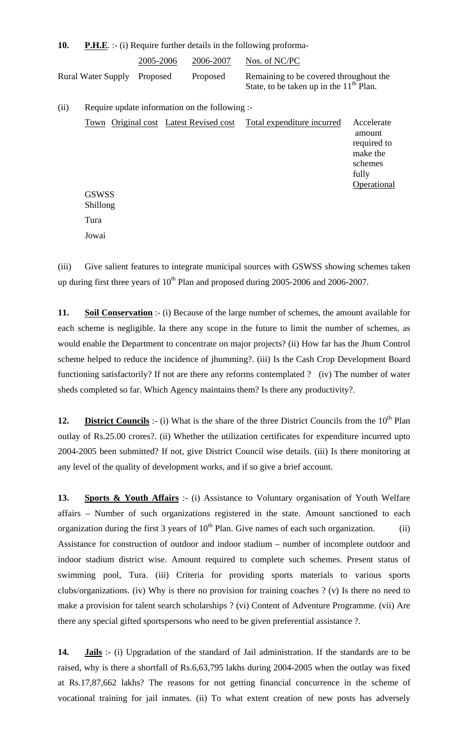**10. P.H.E.** :- (i) Require further details in the following proforma-

|  | 2005-2006 | 2006-2007 | Nos. of NC/PC |
|---|---|---|---|
| Rural Water Supply | Proposed | Proposed | Remaining to be covered throughout the State, to be taken up in the 11th Plan. |

(ii) Require update information on the following :-

| Town | Original cost | Latest Revised cost | Total expenditure incurred | Accelerate amount required to make the schemes fully Operational |
|---|---|---|---|---|
| GSWSS Shillong | | | | |
| Tura | | | | |
| Jowai | | | | |

(iii) Give salient features to integrate municipal sources with GSWSS showing schemes taken up during first three years of 10th Plan and proposed during 2005-2006 and 2006-2007.

**11. Soil Conservation** :- (i) Because of the large number of schemes, the amount available for each scheme is negligible. Ia there any scope in the future to limit the number of schemes, as would enable the Department to concentrate on major projects? (ii) How far has the Jhum Control scheme helped to reduce the incidence of jhumming?. (iii) Is the Cash Crop Development Board functioning satisfactorily? If not are there any reforms contemplated ? (iv) The number of water sheds completed so far. Which Agency maintains them? Is there any productivity?.

**12. District Councils** :- (i) What is the share of the three District Councils from the 10th Plan outlay of Rs.25.00 crores?. (ii) Whether the utilization certificates for expenditure incurred upto 2004-2005 been submitted? If not, give District Council wise details. (iii) Is there monitoring at any level of the quality of development works, and if so give a brief account.

**13. Sports & Youth Affairs** :- (i) Assistance to Voluntary organisation of Youth Welfare affairs – Number of such organizations registered in the state. Amount sanctioned to each organization during the first 3 years of 10th Plan. Give names of each such organization. (ii) Assistance for construction of outdoor and indoor stadium – number of incomplete outdoor and indoor stadium district wise. Amount required to complete such schemes. Present status of swimming pool, Tura. (iii) Criteria for providing sports materials to various sports clubs/organizations. (iv) Why is there no provision for training coaches ? (v) Is there no need to make a provision for talent search scholarships ? (vi) Content of Adventure Programme. (vii) Are there any special gifted sportspersons who need to be given preferential assistance ?.

**14. Jails** :- (i) Upgradation of the standard of Jail administration. If the standards are to be raised, why is there a shortfall of Rs.6,63,795 lakhs during 2004-2005 when the outlay was fixed at Rs.17,87,662 lakhs? The reasons for not getting financial concurrence in the scheme of vocational training for jail inmates. (ii) To what extent creation of new posts has adversely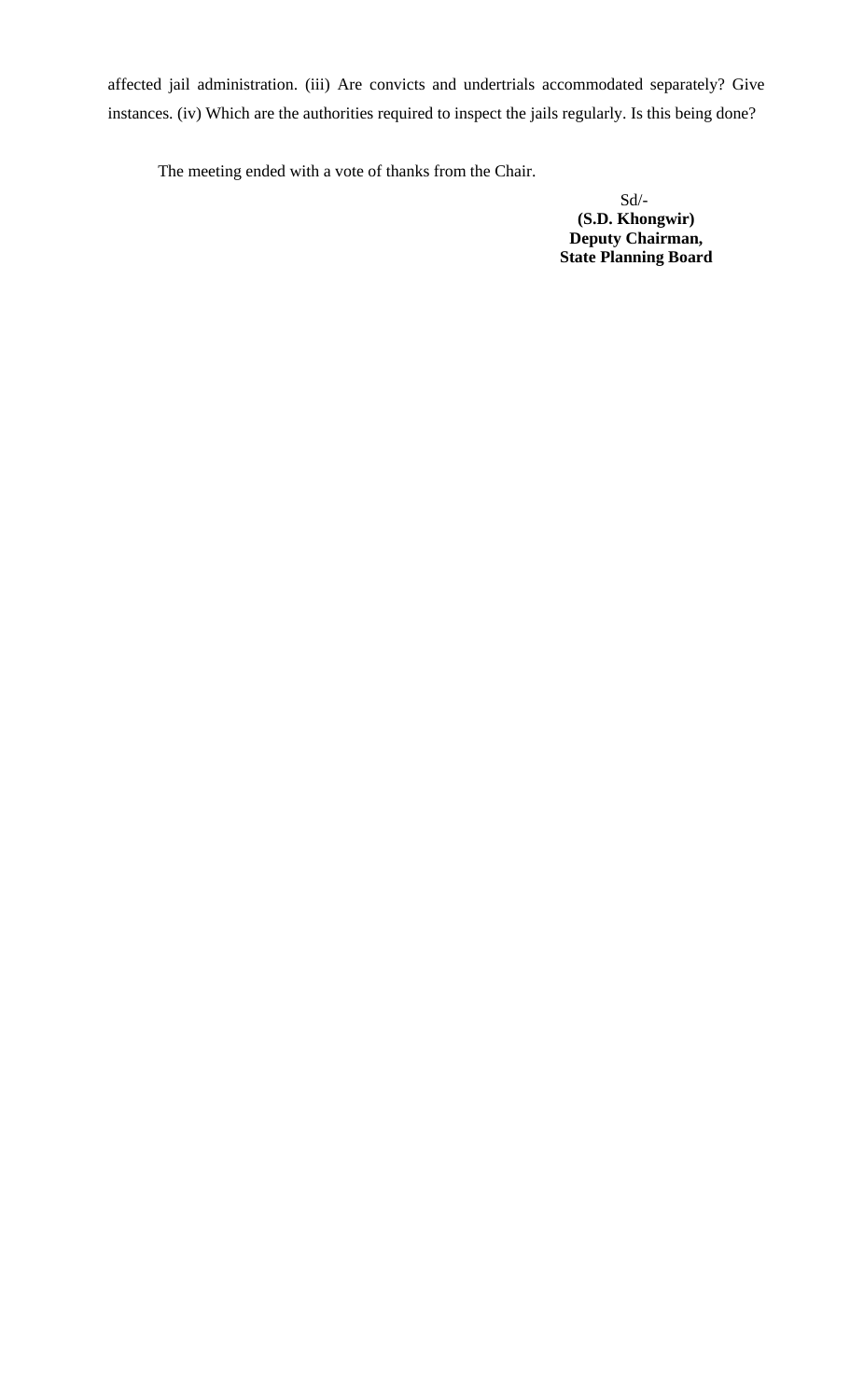affected jail administration. (iii) Are convicts and undertrials accommodated separately? Give instances. (iv) Which are the authorities required to inspect the jails regularly. Is this being done?

The meeting ended with a vote of thanks from the Chair.

Sd/-
**(S.D. Khongwir)**
**Deputy Chairman,**
**State Planning Board**